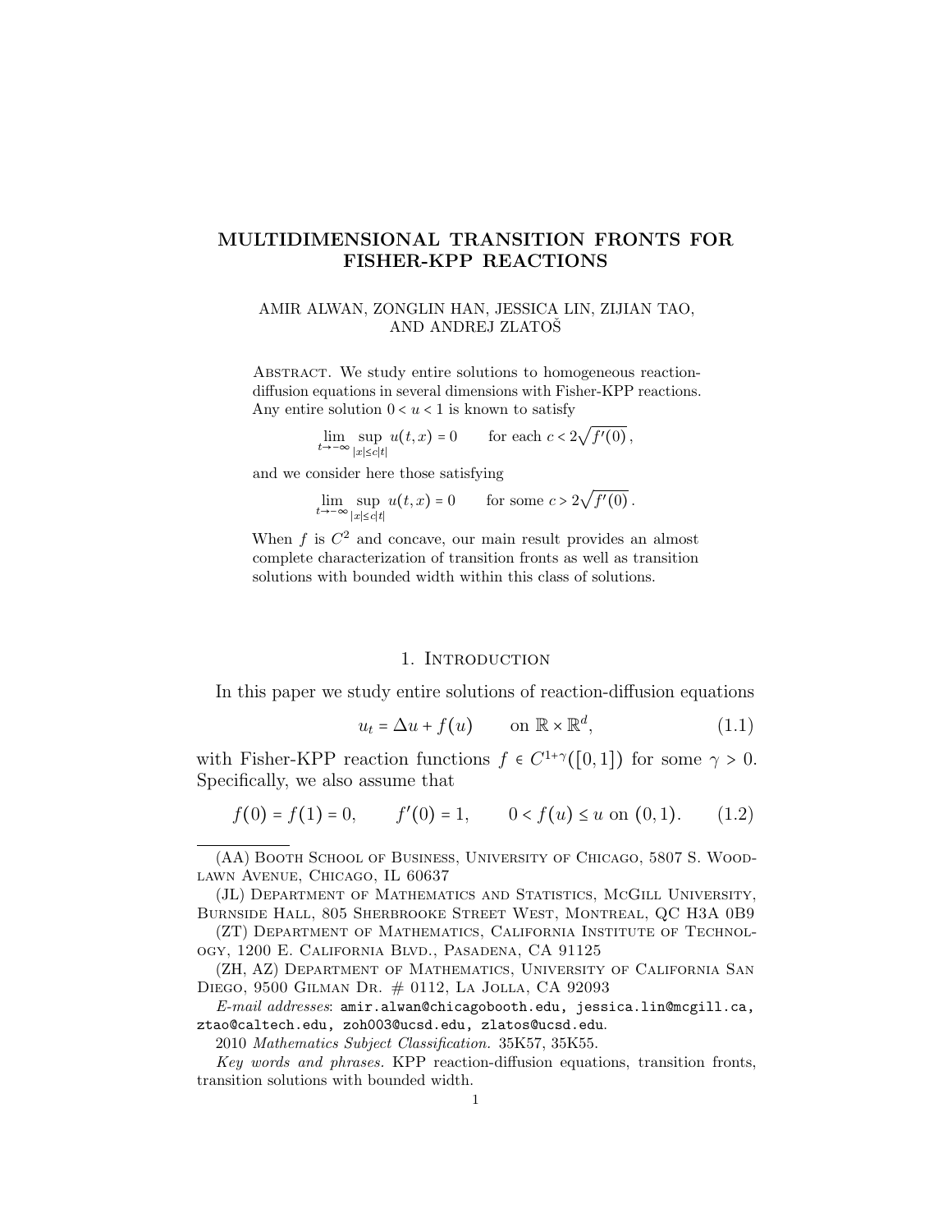# MULTIDIMENSIONAL TRANSITION FRONTS FOR FISHER-KPP REACTIONS

AMIR ALWAN, ZONGLIN HAN, JESSICA LIN, ZIJIAN TAO, AND ANDREJ ZLATOŠ

Abstract. We study entire solutions to homogeneous reaction-diffusion equations in several dimensions with Fisher-KPP reactions. Any entire solution $0 < u < 1$ is known to satisfy

$$\lim_{t\to-\infty} \sup_{|x|\le c|t|} u(t,x) = 0 \qquad \text{for each } c < 2\sqrt{f'(0)}\,,$$

and we consider here those satisfying

$$\lim_{t\to-\infty} \sup_{|x|\le c|t|} u(t,x) = 0 \qquad \text{for some } c > 2\sqrt{f'(0)}\,.$$

When $f$ is $C^2$ and concave, our main result provides an almost complete characterization of transition fronts as well as transition solutions with bounded width within this class of solutions.

## 1. Introduction

In this paper we study entire solutions of reaction-diffusion equations

$$u_t = \Delta u + f(u) \qquad \text{on } \mathbb{R}\times\mathbb{R}^d, \tag{1.1}$$

with Fisher-KPP reaction functions $f \in C^{1+\gamma}([0,1])$ for some $\gamma > 0$. Specifically, we also assume that

$$f(0) = f(1) = 0, \qquad f'(0) = 1, \qquad 0 < f(u) \le u \text{ on } (0,1). \tag{1.2}$$

---

(AA) Booth School of Business, University of Chicago, 5807 S. Woodlawn Avenue, Chicago, IL 60637

(JL) Department of Mathematics and Statistics, McGill University, Burnside Hall, 805 Sherbrooke Street West, Montreal, QC H3A 0B9

(ZT) Department of Mathematics, California Institute of Technology, 1200 E. California Blvd., Pasadena, CA 91125

(ZH, AZ) Department of Mathematics, University of California San Diego, 9500 Gilman Dr. # 0112, La Jolla, CA 92093

*E-mail addresses*: amir.alwan@chicagobooth.edu, jessica.lin@mcgill.ca, ztao@caltech.edu, zoh003@ucsd.edu, zlatos@ucsd.edu.

2010 *Mathematics Subject Classification.* 35K57, 35K55.

*Key words and phrases.* KPP reaction-diffusion equations, transition fronts, transition solutions with bounded width.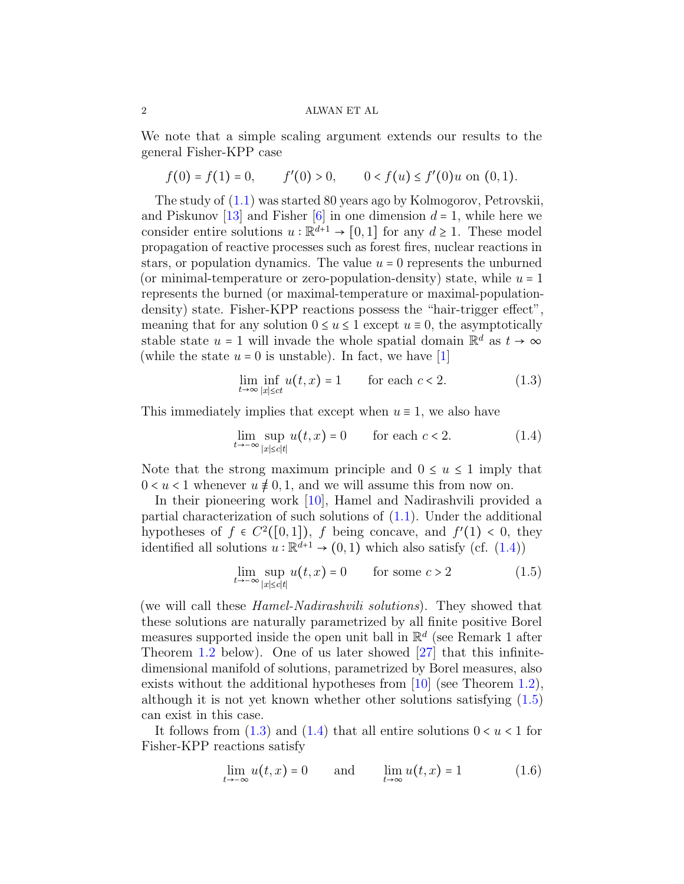We note that a simple scaling argument extends our results to the general Fisher-KPP case

$$f(0) = f(1) = 0, \qquad f'(0) > 0, \qquad 0 < f(u) \le f'(0)u \text{ on } (0,1).$$

The study of (1.1) was started 80 years ago by Kolmogorov, Petrovskii, and Piskunov [13] and Fisher [6] in one dimension $d = 1$, while here we consider entire solutions $u : \mathbb{R}^{d+1} \to [0,1]$ for any $d \ge 1$. These model propagation of reactive processes such as forest fires, nuclear reactions in stars, or population dynamics. The value $u = 0$ represents the unburned (or minimal-temperature or zero-population-density) state, while $u = 1$ represents the burned (or maximal-temperature or maximal-population-density) state. Fisher-KPP reactions possess the "hair-trigger effect", meaning that for any solution $0 \le u \le 1$ except $u \equiv 0$, the asymptotically stable state $u = 1$ will invade the whole spatial domain $\mathbb{R}^d$ as $t \to \infty$ (while the state $u = 0$ is unstable). In fact, we have [1]

$$\lim_{t\to\infty} \inf_{|x|\le ct} u(t,x) = 1 \qquad \text{for each } c < 2. \tag{1.3}$$

This immediately implies that except when $u \equiv 1$, we also have

$$\lim_{t\to-\infty} \sup_{|x|\le c|t|} u(t,x) = 0 \qquad \text{for each } c < 2. \tag{1.4}$$

Note that the strong maximum principle and $0 \le u \le 1$ imply that $0 < u < 1$ whenever $u \not\equiv 0, 1$, and we will assume this from now on.

In their pioneering work [10], Hamel and Nadirashvili provided a partial characterization of such solutions of (1.1). Under the additional hypotheses of $f \in C^2([0,1])$, $f$ being concave, and $f'(1) < 0$, they identified all solutions $u : \mathbb{R}^{d+1} \to (0,1)$ which also satisfy (cf. (1.4))

$$\lim_{t\to-\infty} \sup_{|x|\le c|t|} u(t,x) = 0 \qquad \text{for some } c > 2 \tag{1.5}$$

(we will call these *Hamel-Nadirashvili solutions*). They showed that these solutions are naturally parametrized by all finite positive Borel measures supported inside the open unit ball in $\mathbb{R}^d$ (see Remark 1 after Theorem 1.2 below). One of us later showed [27] that this infinite-dimensional manifold of solutions, parametrized by Borel measures, also exists without the additional hypotheses from [10] (see Theorem 1.2), although it is not yet known whether other solutions satisfying (1.5) can exist in this case.

It follows from (1.3) and (1.4) that all entire solutions $0 < u < 1$ for Fisher-KPP reactions satisfy

$$\lim_{t\to-\infty} u(t,x) = 0 \qquad \text{and} \qquad \lim_{t\to\infty} u(t,x) = 1 \tag{1.6}$$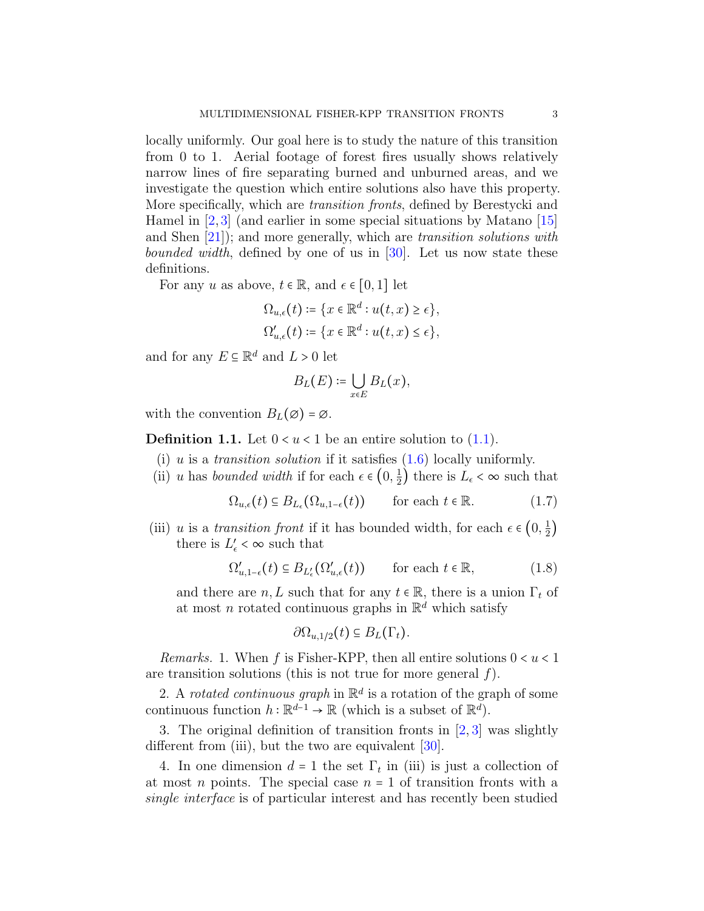locally uniformly. Our goal here is to study the nature of this transition from 0 to 1. Aerial footage of forest fires usually shows relatively narrow lines of fire separating burned and unburned areas, and we investigate the question which entire solutions also have this property. More specifically, which are *transition fronts*, defined by Berestycki and Hamel in [2, 3] (and earlier in some special situations by Matano [15] and Shen [21]); and more generally, which are *transition solutions with bounded width*, defined by one of us in [30]. Let us now state these definitions.

For any $u$ as above, $t \in \mathbb{R}$, and $\epsilon \in [0,1]$ let

$$
\Omega_{u,\epsilon}(t) := \{x \in \mathbb{R}^d : u(t,x) \geq \epsilon\},
$$
$$
\Omega'_{u,\epsilon}(t) := \{x \in \mathbb{R}^d : u(t,x) \leq \epsilon\},
$$

and for any $E \subseteq \mathbb{R}^d$ and $L > 0$ let

$$
B_L(E) := \bigcup_{x \in E} B_L(x),
$$

with the convention $B_L(\varnothing) = \varnothing$.

**Definition 1.1.** Let $0 < u < 1$ be an entire solution to (1.1).

(i) $u$ is a *transition solution* if it satisfies (1.6) locally uniformly.

(ii) $u$ has *bounded width* if for each $\epsilon \in \left(0, \frac{1}{2}\right)$ there is $L_\epsilon < \infty$ such that

$$
\Omega_{u,\epsilon}(t) \subseteq B_{L_\epsilon}(\Omega_{u,1-\epsilon}(t)) \qquad \text{for each } t \in \mathbb{R}. \tag{1.7}
$$

(iii) $u$ is a *transition front* if it has bounded width, for each $\epsilon \in \left(0, \frac{1}{2}\right)$ there is $L'_\epsilon < \infty$ such that

$$
\Omega'_{u,1-\epsilon}(t) \subseteq B_{L'_\epsilon}(\Omega'_{u,\epsilon}(t)) \qquad \text{for each } t \in \mathbb{R}, \tag{1.8}
$$

and there are $n, L$ such that for any $t \in \mathbb{R}$, there is a union $\Gamma_t$ of at most $n$ rotated continuous graphs in $\mathbb{R}^d$ which satisfy

$$
\partial\Omega_{u,1/2}(t) \subseteq B_L(\Gamma_t).
$$

*Remarks.* 1. When $f$ is Fisher-KPP, then all entire solutions $0 < u < 1$ are transition solutions (this is not true for more general $f$).

2. A *rotated continuous graph* in $\mathbb{R}^d$ is a rotation of the graph of some continuous function $h : \mathbb{R}^{d-1} \to \mathbb{R}$ (which is a subset of $\mathbb{R}^d$).

3. The original definition of transition fronts in [2, 3] was slightly different from (iii), but the two are equivalent [30].

4. In one dimension $d = 1$ the set $\Gamma_t$ in (iii) is just a collection of at most $n$ points. The special case $n = 1$ of transition fronts with a *single interface* is of particular interest and has recently been studied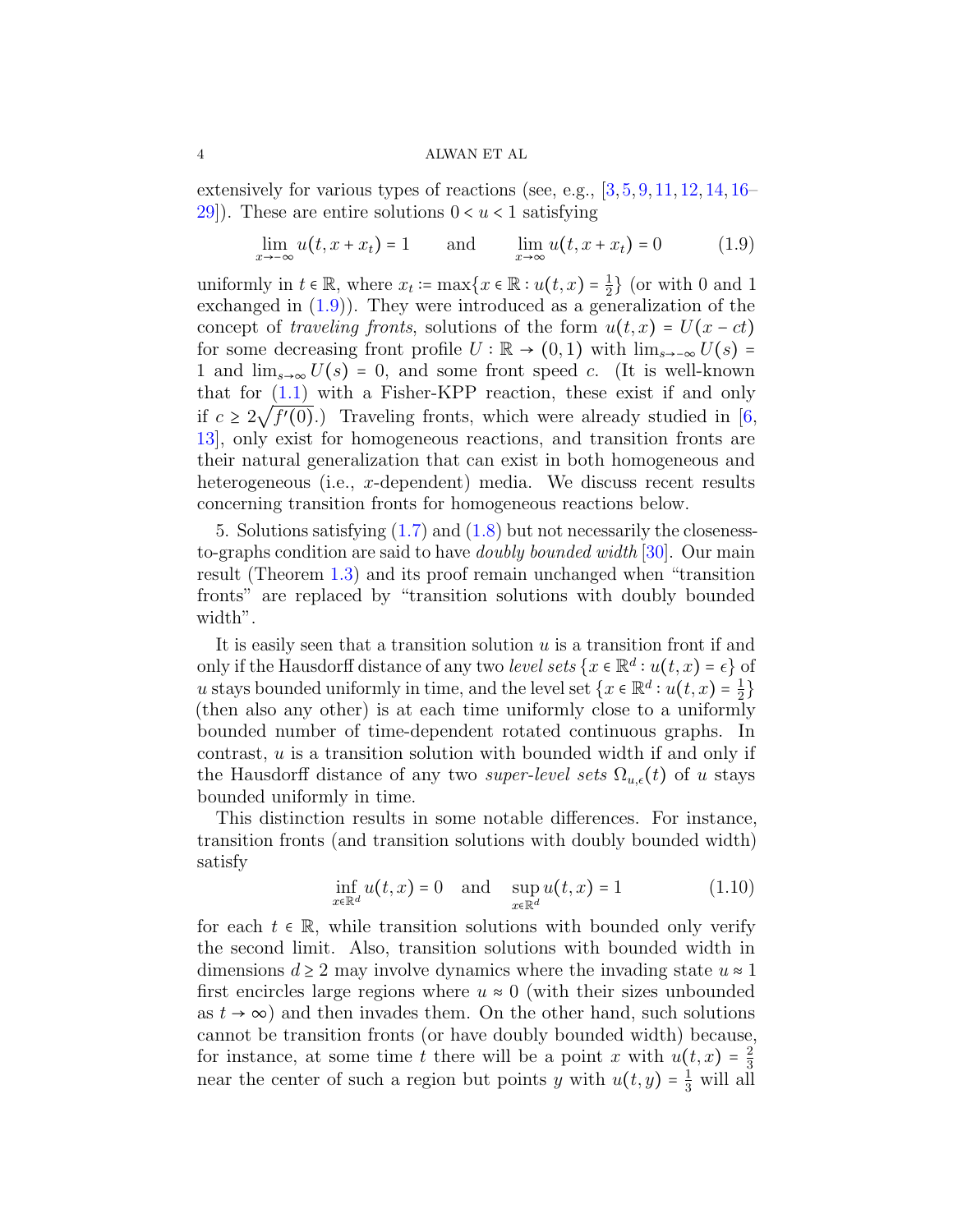extensively for various types of reactions (see, e.g., [3, 5, 9, 11, 12, 14, 16–29]). These are entire solutions $0 < u < 1$ satisfying

$$\lim_{x\to-\infty} u(t, x + x_t) = 1 \qquad \text{and} \qquad \lim_{x\to\infty} u(t, x + x_t) = 0 \tag{1.9}$$

uniformly in $t \in \mathbb{R}$, where $x_t := \max\{x \in \mathbb{R} : u(t, x) = \frac{1}{2}\}$ (or with 0 and 1 exchanged in (1.9)). They were introduced as a generalization of the concept of *traveling fronts*, solutions of the form $u(t, x) = U(x - ct)$ for some decreasing front profile $U : \mathbb{R} \to (0, 1)$ with $\lim_{s\to-\infty} U(s) = 1$ and $\lim_{s\to\infty} U(s) = 0$, and some front speed $c$. (It is well-known that for (1.1) with a Fisher-KPP reaction, these exist if and only if $c \geq 2\sqrt{f'(0)}$.) Traveling fronts, which were already studied in [6, 13], only exist for homogeneous reactions, and transition fronts are their natural generalization that can exist in both homogeneous and heterogeneous (i.e., $x$-dependent) media. We discuss recent results concerning transition fronts for homogeneous reactions below.

5. Solutions satisfying (1.7) and (1.8) but not necessarily the closeness-to-graphs condition are said to have *doubly bounded width* [30]. Our main result (Theorem 1.3) and its proof remain unchanged when "transition fronts" are replaced by "transition solutions with doubly bounded width".

It is easily seen that a transition solution $u$ is a transition front if and only if the Hausdorff distance of any two *level sets* $\{x \in \mathbb{R}^d : u(t, x) = \epsilon\}$ of $u$ stays bounded uniformly in time, and the level set $\{x \in \mathbb{R}^d : u(t, x) = \frac{1}{2}\}$ (then also any other) is at each time uniformly close to a uniformly bounded number of time-dependent rotated continuous graphs. In contrast, $u$ is a transition solution with bounded width if and only if the Hausdorff distance of any two *super-level sets* $\Omega_{u,\epsilon}(t)$ of $u$ stays bounded uniformly in time.

This distinction results in some notable differences. For instance, transition fronts (and transition solutions with doubly bounded width) satisfy

$$\inf_{x\in\mathbb{R}^d} u(t, x) = 0 \quad \text{and} \quad \sup_{x\in\mathbb{R}^d} u(t, x) = 1 \tag{1.10}$$

for each $t \in \mathbb{R}$, while transition solutions with bounded only verify the second limit. Also, transition solutions with bounded width in dimensions $d \geq 2$ may involve dynamics where the invading state $u \approx 1$ first encircles large regions where $u \approx 0$ (with their sizes unbounded as $t \to \infty$) and then invades them. On the other hand, such solutions cannot be transition fronts (or have doubly bounded width) because, for instance, at some time $t$ there will be a point $x$ with $u(t, x) = \frac{2}{3}$ near the center of such a region but points $y$ with $u(t, y) = \frac{1}{3}$ will all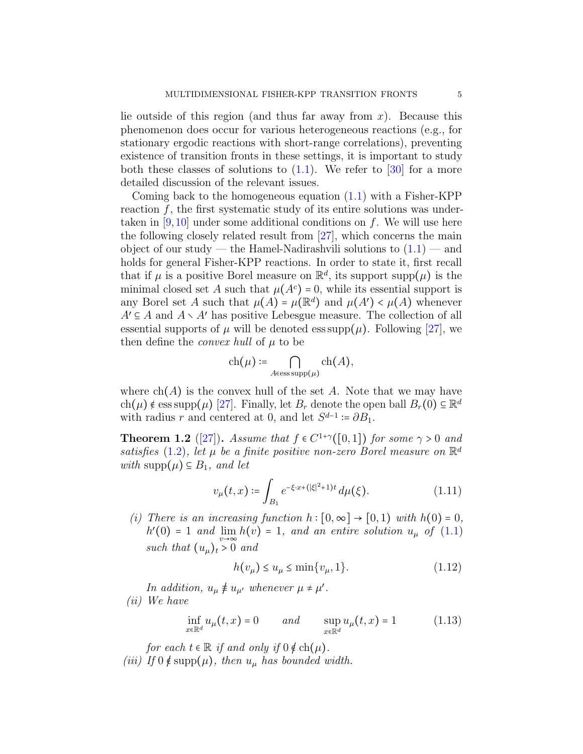lie outside of this region (and thus far away from $x$). Because this phenomenon does occur for various heterogeneous reactions (e.g., for stationary ergodic reactions with short-range correlations), preventing existence of transition fronts in these settings, it is important to study both these classes of solutions to (1.1). We refer to [30] for a more detailed discussion of the relevant issues.

Coming back to the homogeneous equation (1.1) with a Fisher-KPP reaction $f$, the first systematic study of its entire solutions was undertaken in [9, 10] under some additional conditions on $f$. We will use here the following closely related result from [27], which concerns the main object of our study — the Hamel-Nadirashvili solutions to (1.1) — and holds for general Fisher-KPP reactions. In order to state it, first recall that if $\mu$ is a positive Borel measure on $\mathbb{R}^d$, its support $\operatorname{supp}(\mu)$ is the minimal closed set $A$ such that $\mu(A^c) = 0$, while its essential support is any Borel set $A$ such that $\mu(A) = \mu(\mathbb{R}^d)$ and $\mu(A') < \mu(A)$ whenever $A' \subseteq A$ and $A \setminus A'$ has positive Lebesgue measure. The collection of all essential supports of $\mu$ will be denoted $\operatorname{ess\,supp}(\mu)$. Following [27], we then define the *convex hull* of $\mu$ to be

$$\operatorname{ch}(\mu) := \bigcap_{A \in \operatorname{ess\,supp}(\mu)} \operatorname{ch}(A),$$

where $\operatorname{ch}(A)$ is the convex hull of the set $A$. Note that we may have $\operatorname{ch}(\mu) \notin \operatorname{ess\,supp}(\mu)$ [27]. Finally, let $B_r$ denote the open ball $B_r(0) \subseteq \mathbb{R}^d$ with radius $r$ and centered at 0, and let $S^{d-1} := \partial B_1$.

**Theorem 1.2** ([27]). *Assume that $f \in C^{1+\gamma}([0,1])$ for some $\gamma > 0$ and satisfies (1.2), let $\mu$ be a finite positive non-zero Borel measure on $\mathbb{R}^d$ with $\operatorname{supp}(\mu) \subseteq B_1$, and let*

$$v_\mu(t,x) := \int_{B_1} e^{-\xi\cdot x + (|\xi|^2+1)t}\, d\mu(\xi). \tag{1.11}$$

*(i) There is an increasing function $h : [0,\infty] \to [0,1)$ with $h(0) = 0$, $h'(0) = 1$ and $\lim_{v\to\infty} h(v) = 1$, and an entire solution $u_\mu$ of (1.1) such that $(u_\mu)_t > 0$ and*

$$h(v_\mu) \le u_\mu \le \min\{v_\mu, 1\}. \tag{1.12}$$

*In addition, $u_\mu \not\equiv u_{\mu'}$ whenever $\mu \neq \mu'$.*

*(ii) We have*

$$\inf_{x\in\mathbb{R}^d} u_\mu(t,x) = 0 \qquad \text{and} \qquad \sup_{x\in\mathbb{R}^d} u_\mu(t,x) = 1 \tag{1.13}$$

*for each $t \in \mathbb{R}$ if and only if $0 \notin \operatorname{ch}(\mu)$.*

*(iii) If $0 \notin \operatorname{supp}(\mu)$, then $u_\mu$ has bounded width.*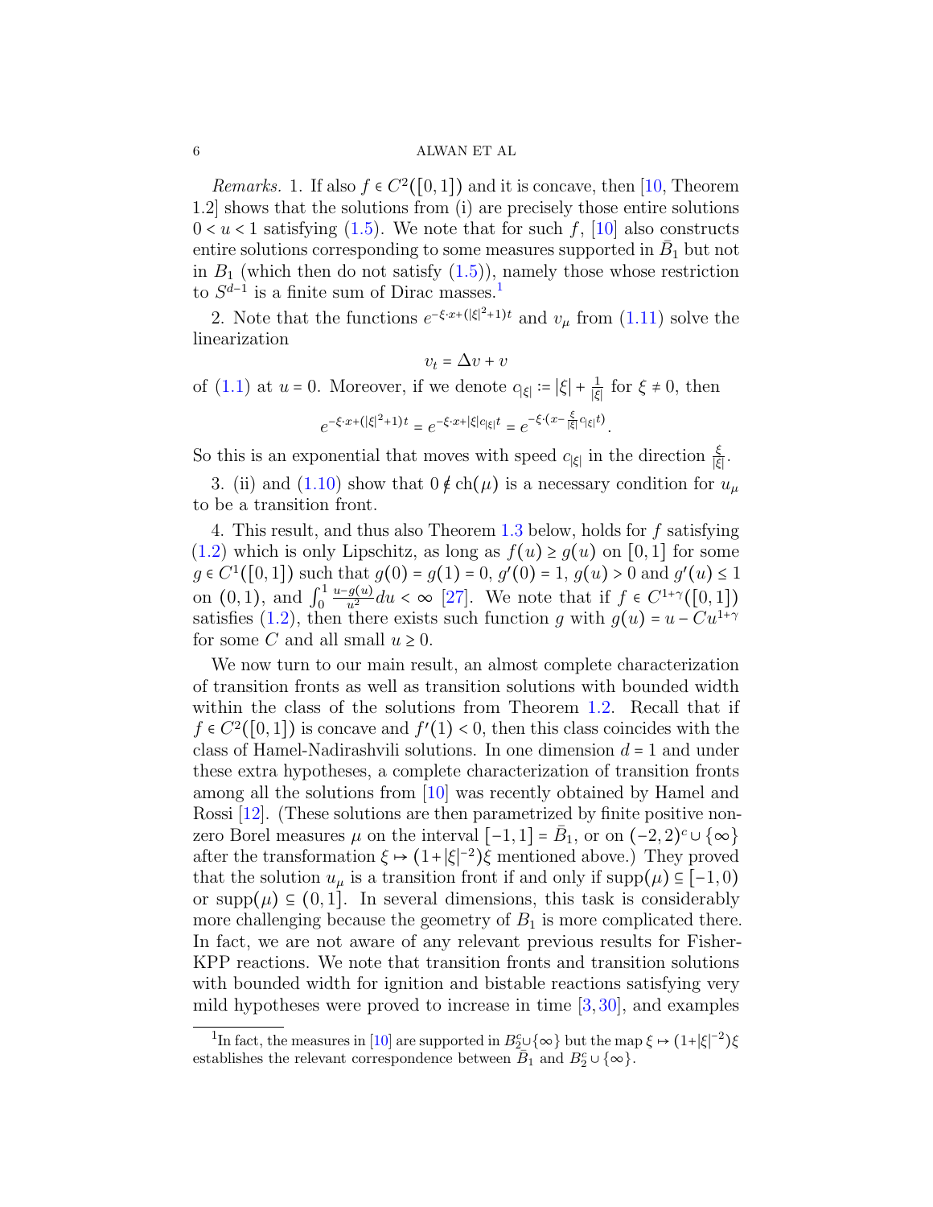*Remarks.* 1. If also $f \in C^2([0,1])$ and it is concave, then [10, Theorem 1.2] shows that the solutions from (i) are precisely those entire solutions $0 < u < 1$ satisfying (1.5). We note that for such $f$, [10] also constructs entire solutions corresponding to some measures supported in $\bar{B}_1$ but not in $B_1$ (which then do not satisfy (1.5)), namely those whose restriction to $S^{d-1}$ is a finite sum of Dirac masses.[1]

2. Note that the functions $e^{-\xi\cdot x + (|\xi|^2+1)t}$ and $v_\mu$ from (1.11) solve the linearization

$$v_t = \Delta v + v$$

of (1.1) at $u = 0$. Moreover, if we denote $c_{|\xi|} := |\xi| + \frac{1}{|\xi|}$ for $\xi \neq 0$, then

$$e^{-\xi\cdot x + (|\xi|^2+1)t} = e^{-\xi\cdot x + |\xi| c_{|\xi|} t} = e^{-\xi\cdot (x - \frac{\xi}{|\xi|} c_{|\xi|} t)}.$$

So this is an exponential that moves with speed $c_{|\xi|}$ in the direction $\frac{\xi}{|\xi|}$.

3. (ii) and (1.10) show that $0 \notin \mathrm{ch}(\mu)$ is a necessary condition for $u_\mu$ to be a transition front.

4. This result, and thus also Theorem 1.3 below, holds for $f$ satisfying (1.2) which is only Lipschitz, as long as $f(u) \geq g(u)$ on $[0,1]$ for some $g \in C^1([0,1])$ such that $g(0) = g(1) = 0$, $g'(0) = 1$, $g(u) > 0$ and $g'(u) \leq 1$ on $(0,1)$, and $\int_0^1 \frac{u - g(u)}{u^2} du < \infty$ [27]. We note that if $f \in C^{1+\gamma}([0,1])$ satisfies (1.2), then there exists such function $g$ with $g(u) = u - Cu^{1+\gamma}$ for some $C$ and all small $u \geq 0$.

We now turn to our main result, an almost complete characterization of transition fronts as well as transition solutions with bounded width within the class of the solutions from Theorem 1.2. Recall that if $f \in C^2([0,1])$ is concave and $f'(1) < 0$, then this class coincides with the class of Hamel-Nadirashvili solutions. In one dimension $d = 1$ and under these extra hypotheses, a complete characterization of transition fronts among all the solutions from [10] was recently obtained by Hamel and Rossi [12]. (These solutions are then parametrized by finite positive nonzero Borel measures $\mu$ on the interval $[-1,1] = \bar{B}_1$, or on $(-2,2)^c \cup \{\infty\}$ after the transformation $\xi \mapsto (1+|\xi|^{-2})\xi$ mentioned above.) They proved that the solution $u_\mu$ is a transition front if and only if $\mathrm{supp}(\mu) \subseteq [-1,0)$ or $\mathrm{supp}(\mu) \subseteq (0,1]$. In several dimensions, this task is considerably more challenging because the geometry of $B_1$ is more complicated there. In fact, we are not aware of any relevant previous results for Fisher-KPP reactions. We note that transition fronts and transition solutions with bounded width for ignition and bistable reactions satisfying very mild hypotheses were proved to increase in time [3, 30], and examples

---

[1] In fact, the measures in [10] are supported in $B_2^c \cup \{\infty\}$ but the map $\xi \mapsto (1+|\xi|^{-2})\xi$ establishes the relevant correspondence between $\bar{B}_1$ and $B_2^c \cup \{\infty\}$.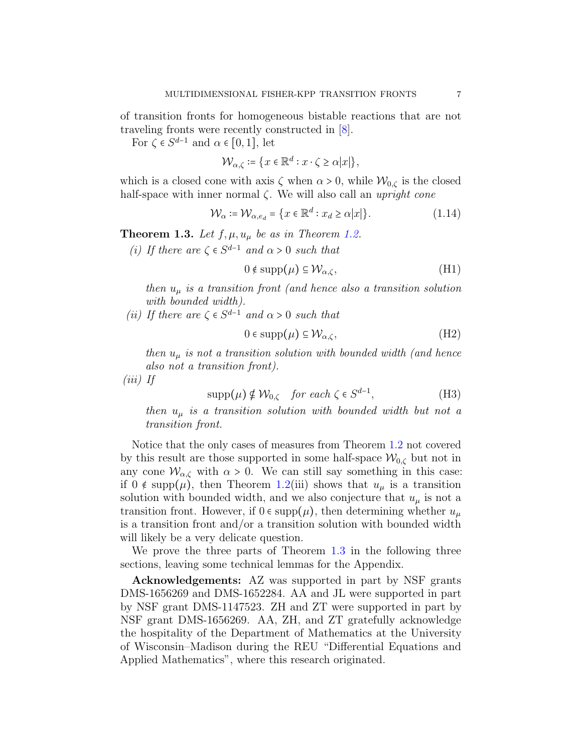of transition fronts for homogeneous bistable reactions that are not traveling fronts were recently constructed in [8].

For $\zeta \in S^{d-1}$ and $\alpha \in [0,1]$, let

$$\mathcal{W}_{\alpha,\zeta} := \{x \in \mathbb{R}^d : x \cdot \zeta \geq \alpha |x|\},$$

which is a closed cone with axis $\zeta$ when $\alpha > 0$, while $\mathcal{W}_{0,\zeta}$ is the closed half-space with inner normal $\zeta$. We will also call an *upright cone*

$$\mathcal{W}_\alpha := \mathcal{W}_{\alpha,e_d} = \{x \in \mathbb{R}^d : x_d \geq \alpha |x|\}. \tag{1.14}$$

**Theorem 1.3.** *Let $f, \mu, u_\mu$ be as in Theorem 1.2.*

*(i) If there are $\zeta \in S^{d-1}$ and $\alpha > 0$ such that*

$$0 \notin \operatorname{supp}(\mu) \subseteq \mathcal{W}_{\alpha,\zeta}, \tag{H1}$$

*then $u_\mu$ is a transition front (and hence also a transition solution with bounded width).*

*(ii) If there are $\zeta \in S^{d-1}$ and $\alpha > 0$ such that*

$$0 \in \operatorname{supp}(\mu) \subseteq \mathcal{W}_{\alpha,\zeta}, \tag{H2}$$

*then $u_\mu$ is not a transition solution with bounded width (and hence also not a transition front).*

*(iii) If*

$$\operatorname{supp}(\mu) \nsubseteq \mathcal{W}_{0,\zeta} \quad \textit{for each } \zeta \in S^{d-1}, \tag{H3}$$

*then $u_\mu$ is a transition solution with bounded width but not a transition front.*

Notice that the only cases of measures from Theorem 1.2 not covered by this result are those supported in some half-space $\mathcal{W}_{0,\zeta}$ but not in any cone $\mathcal{W}_{\alpha,\zeta}$ with $\alpha > 0$. We can still say something in this case: if $0 \notin \operatorname{supp}(\mu)$, then Theorem 1.2(iii) shows that $u_\mu$ is a transition solution with bounded width, and we also conjecture that $u_\mu$ is not a transition front. However, if $0 \in \operatorname{supp}(\mu)$, then determining whether $u_\mu$ is a transition front and/or a transition solution with bounded width will likely be a very delicate question.

We prove the three parts of Theorem 1.3 in the following three sections, leaving some technical lemmas for the Appendix.

**Acknowledgements:** AZ was supported in part by NSF grants DMS-1656269 and DMS-1652284. AA and JL were supported in part by NSF grant DMS-1147523. ZH and ZT were supported in part by NSF grant DMS-1656269. AA, ZH, and ZT gratefully acknowledge the hospitality of the Department of Mathematics at the University of Wisconsin–Madison during the REU "Differential Equations and Applied Mathematics", where this research originated.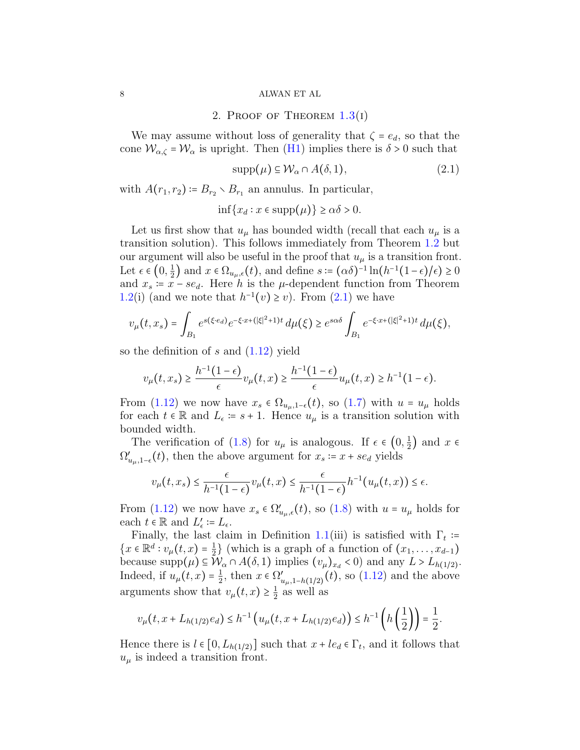## 2. Proof of Theorem 1.3(i)

We may assume without loss of generality that $\zeta = e_d$, so that the cone $\mathcal{W}_{\alpha,\zeta} = \mathcal{W}_\alpha$ is upright. Then (H1) implies there is $\delta > 0$ such that

$$\operatorname{supp}(\mu) \subseteq \mathcal{W}_\alpha \cap A(\delta, 1), \tag{2.1}$$

with $A(r_1, r_2) := B_{r_2} \setminus B_{r_1}$ an annulus. In particular,

$$\inf\{x_d : x \in \operatorname{supp}(\mu)\} \geq \alpha\delta > 0.$$

Let us first show that $u_\mu$ has bounded width (recall that each $u_\mu$ is a transition solution). This follows immediately from Theorem 1.2 but our argument will also be useful in the proof that $u_\mu$ is a transition front. Let $\epsilon \in \left(0, \frac{1}{2}\right)$ and $x \in \Omega_{u_\mu,\epsilon}(t)$, and define $s := (\alpha\delta)^{-1} \ln(h^{-1}(1-\epsilon)/\epsilon) \geq 0$ and $x_s := x - s e_d$. Here $h$ is the $\mu$-dependent function from Theorem 1.2(i) (and we note that $h^{-1}(v) \geq v$). From (2.1) we have

$$v_\mu(t, x_s) = \int_{B_1} e^{s(\xi \cdot e_d)} e^{-\xi\cdot x + (|\xi|^2+1)t}\, d\mu(\xi) \geq e^{s\alpha\delta} \int_{B_1} e^{-\xi \cdot x + (|\xi|^2+1)t}\, d\mu(\xi),$$

so the definition of $s$ and (1.12) yield

$$v_\mu(t, x_s) \geq \frac{h^{-1}(1-\epsilon)}{\epsilon} v_\mu(t,x) \geq \frac{h^{-1}(1-\epsilon)}{\epsilon} u_\mu(t,x) \geq h^{-1}(1-\epsilon).$$

From (1.12) we now have $x_s \in \Omega_{u_\mu, 1-\epsilon}(t)$, so (1.7) with $u = u_\mu$ holds for each $t \in \mathbb{R}$ and $L_\epsilon := s + 1$. Hence $u_\mu$ is a transition solution with bounded width.

The verification of (1.8) for $u_\mu$ is analogous. If $\epsilon \in \left(0, \frac{1}{2}\right)$ and $x \in \Omega'_{u_\mu, 1-\epsilon}(t)$, then the above argument for $x_s := x + s e_d$ yields

$$v_\mu(t, x_s) \leq \frac{\epsilon}{h^{-1}(1-\epsilon)} v_\mu(t,x) \leq \frac{\epsilon}{h^{-1}(1-\epsilon)} h^{-1}(u_\mu(t,x)) \leq \epsilon.$$

From (1.12) we now have $x_s \in \Omega'_{u_\mu,\epsilon}(t)$, so (1.8) with $u = u_\mu$ holds for each $t \in \mathbb{R}$ and $L'_\epsilon := L_\epsilon$.

Finally, the last claim in Definition 1.1(iii) is satisfied with $\Gamma_t := \{x \in \mathbb{R}^d : v_\mu(t,x) = \frac{1}{2}\}$ (which is a graph of a function of $(x_1, \dots, x_{d-1})$ because $\operatorname{supp}(\mu) \subseteq \mathcal{W}_\alpha \cap A(\delta, 1)$ implies $(v_\mu)_{x_d} < 0$) and any $L > L_{h(1/2)}$. Indeed, if $u_\mu(t,x) = \frac{1}{2}$, then $x \in \Omega'_{u_\mu, 1-h(1/2)}(t)$, so (1.12) and the above arguments show that $v_\mu(t,x) \geq \frac{1}{2}$ as well as

$$v_\mu(t, x + L_{h(1/2)} e_d) \leq h^{-1}\left(u_\mu(t, x + L_{h(1/2)} e_d)\right) \leq h^{-1}\left(h\left(\frac{1}{2}\right)\right) = \frac{1}{2}.$$

Hence there is $l \in [0, L_{h(1/2)}]$ such that $x + l e_d \in \Gamma_t$, and it follows that $u_\mu$ is indeed a transition front.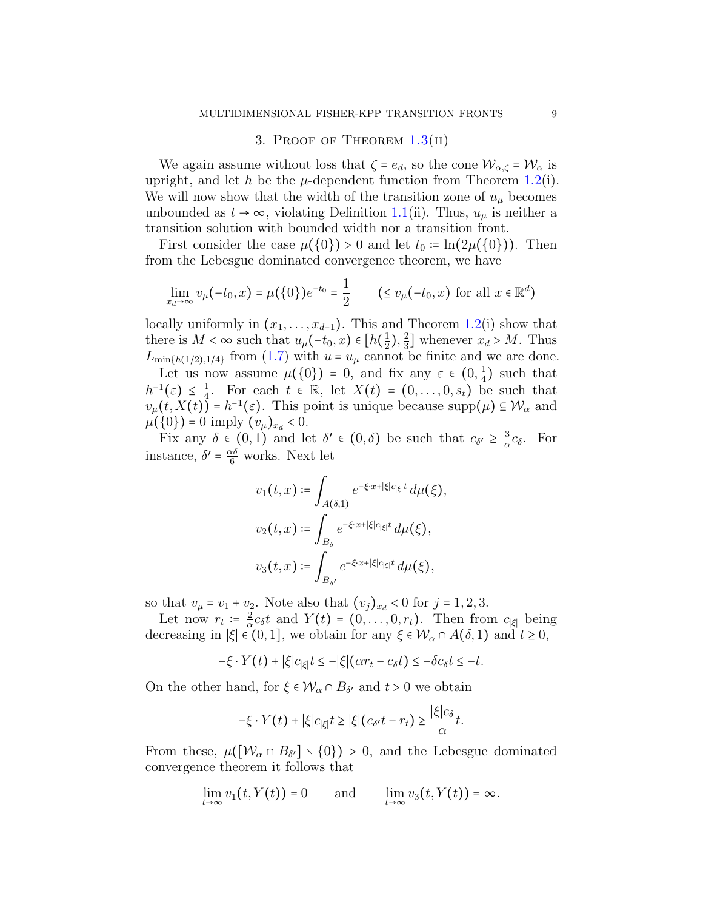## 3. Proof of Theorem 1.3(ii)

We again assume without loss that $\zeta = e_d$, so the cone $\mathcal{W}_{\alpha,\zeta} = \mathcal{W}_\alpha$ is upright, and let $h$ be the $\mu$-dependent function from Theorem 1.2(i). We will now show that the width of the transition zone of $u_\mu$ becomes unbounded as $t \to \infty$, violating Definition 1.1(ii). Thus, $u_\mu$ is neither a transition solution with bounded width nor a transition front.

First consider the case $\mu(\{0\}) > 0$ and let $t_0 := \ln(2\mu(\{0\}))$. Then from the Lebesgue dominated convergence theorem, we have

$$\lim_{x_d \to \infty} v_\mu(-t_0, x) = \mu(\{0\}) e^{-t_0} = \frac{1}{2} \qquad (\le v_\mu(-t_0, x) \text{ for all } x \in \mathbb{R}^d)$$

locally uniformly in $(x_1, \dots, x_{d-1})$. This and Theorem 1.2(i) show that there is $M < \infty$ such that $u_\mu(-t_0, x) \in \left[h(\frac{1}{2}), \frac{2}{3}\right]$ whenever $x_d > M$. Thus $L_{\min\{h(1/2), 1/4\}}$ from (1.7) with $u = u_\mu$ cannot be finite and we are done.

Let us now assume $\mu(\{0\}) = 0$, and fix any $\varepsilon \in (0, \frac{1}{4})$ such that $h^{-1}(\varepsilon) \le \frac{1}{4}$. For each $t \in \mathbb{R}$, let $X(t) = (0, \dots, 0, s_t)$ be such that $v_\mu(t, X(t)) = h^{-1}(\varepsilon)$. This point is unique because $\operatorname{supp}(\mu) \subseteq \mathcal{W}_\alpha$ and $\mu(\{0\}) = 0$ imply $(v_\mu)_{x_d} < 0$.

Fix any $\delta \in (0,1)$ and let $\delta' \in (0, \delta)$ be such that $c_{\delta'} \ge \frac{3}{\alpha} c_\delta$. For instance, $\delta' = \frac{\alpha\delta}{6}$ works. Next let

$$v_1(t,x) := \int_{A(\delta,1)} e^{-\xi \cdot x + |\xi| c_{|\xi|} t} \, d\mu(\xi),$$

$$v_2(t,x) := \int_{B_\delta} e^{-\xi \cdot x + |\xi| c_{|\xi|} t} \, d\mu(\xi),$$

$$v_3(t,x) := \int_{B_{\delta'}} e^{-\xi \cdot x + |\xi| c_{|\xi|} t} \, d\mu(\xi),$$

so that $v_\mu = v_1 + v_2$. Note also that $(v_j)_{x_d} < 0$ for $j = 1, 2, 3$.

Let now $r_t := \frac{2}{\alpha} c_\delta t$ and $Y(t) = (0, \dots, 0, r_t)$. Then from $c_{|\xi|}$ being decreasing in $|\xi| \in (0, 1]$, we obtain for any $\xi \in \mathcal{W}_\alpha \cap A(\delta, 1)$ and $t \ge 0$,

$$-\xi \cdot Y(t) + |\xi| c_{|\xi|} t \le -|\xi| (\alpha r_t - c_\delta t) \le -\delta c_\delta t \le -t.$$

On the other hand, for $\xi \in \mathcal{W}_\alpha \cap B_{\delta'}$ and $t > 0$ we obtain

$$-\xi \cdot Y(t) + |\xi| c_{|\xi|} t \ge |\xi| (c_{\delta'} t - r_t) \ge \frac{|\xi| c_\delta}{\alpha} t.$$

From these, $\mu([\mathcal{W}_\alpha \cap B_{\delta'}] \setminus \{0\}) > 0$, and the Lebesgue dominated convergence theorem it follows that

$$\lim_{t \to \infty} v_1(t, Y(t)) = 0 \qquad \text{and} \qquad \lim_{t \to \infty} v_3(t, Y(t)) = \infty.$$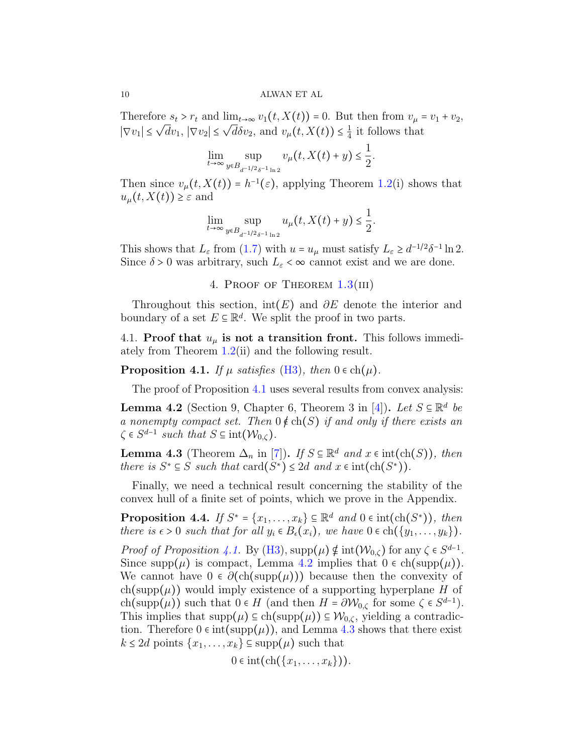Therefore $s_t > r_t$ and $\lim_{t\to\infty} v_1(t, X(t)) = 0$. But then from $v_\mu = v_1 + v_2$, $|\nabla v_1| \le \sqrt{d} v_1$, $|\nabla v_2| \le \sqrt{d}\delta v_2$, and $v_\mu(t, X(t)) \le \frac{1}{4}$ it follows that

$$\lim_{t\to\infty} \sup_{y \in B_{d^{-1/2}\delta^{-1}\ln 2}} v_\mu(t, X(t) + y) \le \frac{1}{2}.$$

Then since $v_\mu(t, X(t)) = h^{-1}(\varepsilon)$, applying Theorem 1.2(i) shows that $u_\mu(t, X(t)) \ge \varepsilon$ and

$$\lim_{t\to\infty} \sup_{y \in B_{d^{-1/2}\delta^{-1}\ln 2}} u_\mu(t, X(t) + y) \le \frac{1}{2}.$$

This shows that $L_\varepsilon$ from (1.7) with $u = u_\mu$ must satisfy $L_\varepsilon \ge d^{-1/2}\delta^{-1}\ln 2$. Since $\delta > 0$ was arbitrary, such $L_\varepsilon < \infty$ cannot exist and we are done.

## 4. Proof of Theorem 1.3(iii)

Throughout this section, $\mathrm{int}(E)$ and $\partial E$ denote the interior and boundary of a set $E \subseteq \mathbb{R}^d$. We split the proof in two parts.

### 4.1. Proof that $u_\mu$ is not a transition front.

This follows immediately from Theorem 1.2(ii) and the following result.

**Proposition 4.1.** *If $\mu$ satisfies (H3), then $0 \in \mathrm{ch}(\mu)$.*

The proof of Proposition 4.1 uses several results from convex analysis:

**Lemma 4.2** (Section 9, Chapter 6, Theorem 3 in [4])**.** *Let $S \subseteq \mathbb{R}^d$ be a nonempty compact set. Then $0 \notin \mathrm{ch}(S)$ if and only if there exists an $\zeta \in S^{d-1}$ such that $S \subseteq \mathrm{int}(\mathcal{W}_{0,\zeta})$.*

**Lemma 4.3** (Theorem $\Delta_n$ in [7])**.** *If $S \subseteq \mathbb{R}^d$ and $x \in \mathrm{int}(\mathrm{ch}(S))$, then there is $S^* \subseteq S$ such that $\mathrm{card}(S^*) \le 2d$ and $x \in \mathrm{int}(\mathrm{ch}(S^*))$.*

Finally, we need a technical result concerning the stability of the convex hull of a finite set of points, which we prove in the Appendix.

**Proposition 4.4.** *If $S^* = \{x_1, \dots, x_k\} \subseteq \mathbb{R}^d$ and $0 \in \mathrm{int}(\mathrm{ch}(S^*))$, then there is $\epsilon > 0$ such that for all $y_i \in B_\epsilon(x_i)$, we have $0 \in \mathrm{ch}(\{y_1, \dots, y_k\})$.*

*Proof of Proposition 4.1.* By (H3), $\mathrm{supp}(\mu) \notin \mathrm{int}(\mathcal{W}_{0,\zeta})$ for any $\zeta \in S^{d-1}$. Since $\mathrm{supp}(\mu)$ is compact, Lemma 4.2 implies that $0 \in \mathrm{ch}(\mathrm{supp}(\mu))$. We cannot have $0 \in \partial(\mathrm{ch}(\mathrm{supp}(\mu)))$ because then the convexity of $\mathrm{ch}(\mathrm{supp}(\mu))$ would imply existence of a supporting hyperplane $H$ of $\mathrm{ch}(\mathrm{supp}(\mu))$ such that $0 \in H$ (and then $H = \partial\mathcal{W}_{0,\zeta}$ for some $\zeta \in S^{d-1}$). This implies that $\mathrm{supp}(\mu) \subseteq \mathrm{ch}(\mathrm{supp}(\mu)) \subseteq \mathcal{W}_{0,\zeta}$, yielding a contradiction. Therefore $0 \in \mathrm{int}(\mathrm{supp}(\mu))$, and Lemma 4.3 shows that there exist $k \le 2d$ points $\{x_1, \dots, x_k\} \subseteq \mathrm{supp}(\mu)$ such that

$$0 \in \mathrm{int}(\mathrm{ch}(\{x_1, \dots, x_k\})).$$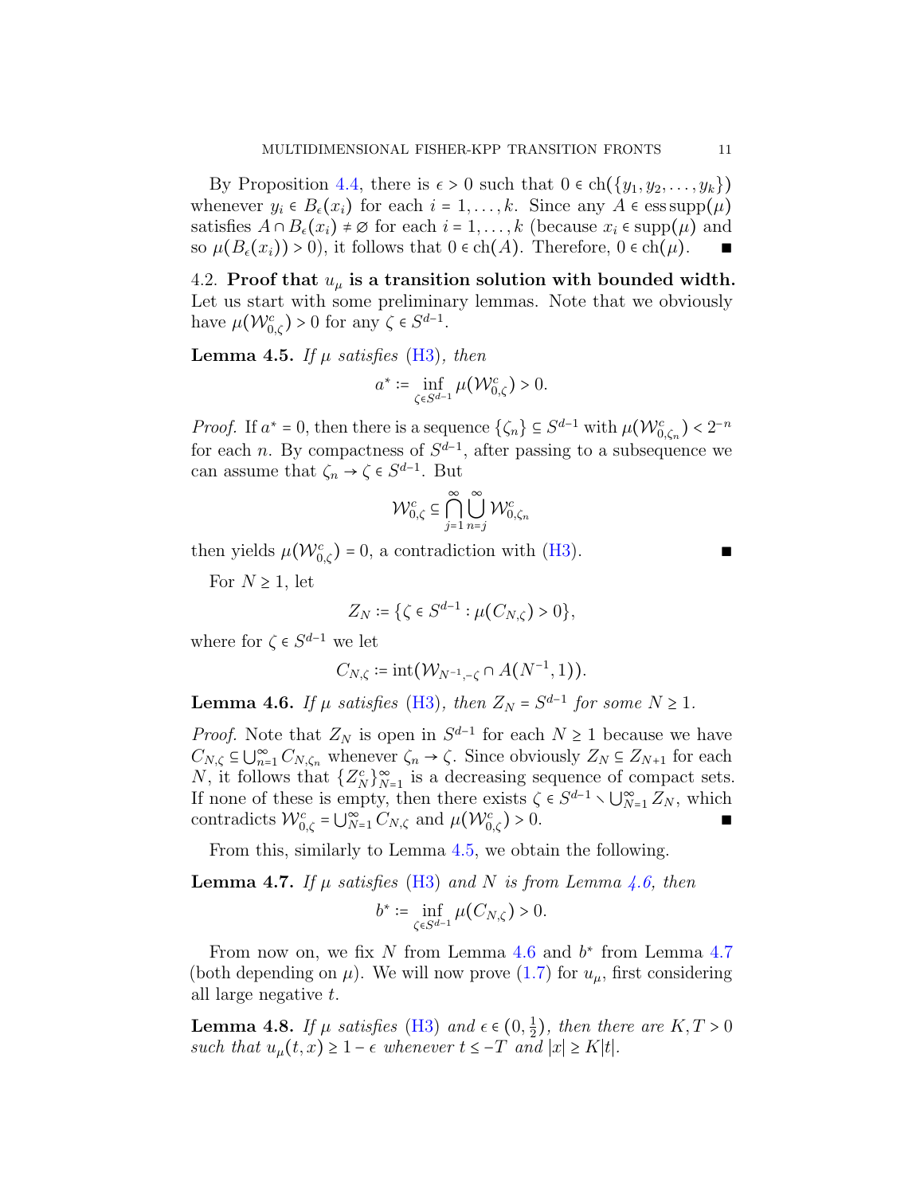By Proposition 4.4, there is $\epsilon > 0$ such that $0 \in \mathrm{ch}(\{y_1, y_2, \dots, y_k\})$ whenever $y_i \in B_\epsilon(x_i)$ for each $i = 1, \dots, k$. Since any $A \in \operatorname{ess\,supp}(\mu)$ satisfies $A \cap B_\epsilon(x_i) \neq \varnothing$ for each $i = 1, \dots, k$ (because $x_i \in \operatorname{supp}(\mu)$ and so $\mu(B_\epsilon(x_i)) > 0$), it follows that $0 \in \mathrm{ch}(A)$. Therefore, $0 \in \mathrm{ch}(\mu)$. ∎

4.2. **Proof that $u_\mu$ is a transition solution with bounded width.** Let us start with some preliminary lemmas. Note that we obviously have $\mu(\mathcal{W}^c_{0,\zeta}) > 0$ for any $\zeta \in S^{d-1}$.

**Lemma 4.5.** *If $\mu$ satisfies (H3), then*

$$a^* := \inf_{\zeta \in S^{d-1}} \mu(\mathcal{W}^c_{0,\zeta}) > 0.$$

*Proof.* If $a^* = 0$, then there is a sequence $\{\zeta_n\} \subseteq S^{d-1}$ with $\mu(\mathcal{W}^c_{0,\zeta_n}) < 2^{-n}$ for each $n$. By compactness of $S^{d-1}$, after passing to a subsequence we can assume that $\zeta_n \to \zeta \in S^{d-1}$. But

$$\mathcal{W}^c_{0,\zeta} \subseteq \bigcap_{j=1}^\infty \bigcup_{n=j}^\infty \mathcal{W}^c_{0,\zeta_n}$$

then yields $\mu(\mathcal{W}^c_{0,\zeta}) = 0$, a contradiction with (H3). ∎

For $N \geq 1$, let

$$Z_N := \{\zeta \in S^{d-1} : \mu(C_{N,\zeta}) > 0\},$$

where for $\zeta \in S^{d-1}$ we let

$$C_{N,\zeta} := \mathrm{int}(\mathcal{W}_{N^{-1},-\zeta} \cap A(N^{-1}, 1)).$$

**Lemma 4.6.** *If $\mu$ satisfies (H3), then $Z_N = S^{d-1}$ for some $N \geq 1$.*

*Proof.* Note that $Z_N$ is open in $S^{d-1}$ for each $N \geq 1$ because we have $C_{N,\zeta} \subseteq \bigcup_{n=1}^\infty C_{N,\zeta_n}$ whenever $\zeta_n \to \zeta$. Since obviously $Z_N \subseteq Z_{N+1}$ for each $N$, it follows that $\{Z_N^c\}_{N=1}^\infty$ is a decreasing sequence of compact sets. If none of these is empty, then there exists $\zeta \in S^{d-1} \setminus \bigcup_{N=1}^\infty Z_N$, which contradicts $\mathcal{W}^c_{0,\zeta} = \bigcup_{N=1}^\infty C_{N,\zeta}$ and $\mu(\mathcal{W}^c_{0,\zeta}) > 0$. ∎

From this, similarly to Lemma 4.5, we obtain the following.

**Lemma 4.7.** *If $\mu$ satisfies (H3) and $N$ is from Lemma 4.6, then*

$$b^* := \inf_{\zeta \in S^{d-1}} \mu(C_{N,\zeta}) > 0.$$

From now on, we fix $N$ from Lemma 4.6 and $b^*$ from Lemma 4.7 (both depending on $\mu$). We will now prove (1.7) for $u_\mu$, first considering all large negative $t$.

**Lemma 4.8.** *If $\mu$ satisfies (H3) and $\epsilon \in (0, \frac{1}{2})$, then there are $K, T > 0$ such that $u_\mu(t, x) \geq 1 - \epsilon$ whenever $t \leq -T$ and $|x| \geq K|t|$.*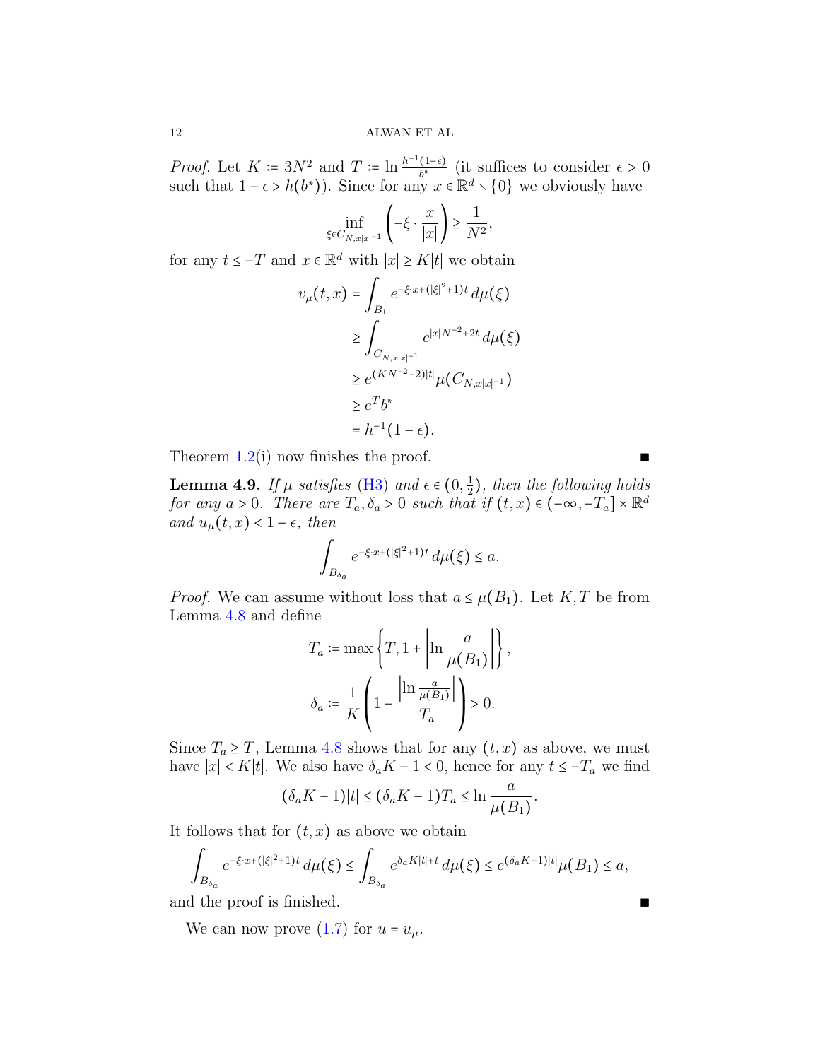*Proof.* Let $K := 3N^2$ and $T := \ln \frac{h^{-1}(1-\epsilon)}{b^*}$ (it suffices to consider $\epsilon > 0$ such that $1-\epsilon > h(b^*)$). Since for any $x \in \mathbb{R}^d \setminus \{0\}$ we obviously have

$$\inf_{\xi \in C_{N,x|x|^{-1}}} \left( -\xi \cdot \frac{x}{|x|} \right) \geq \frac{1}{N^2},$$

for any $t \leq -T$ and $x \in \mathbb{R}^d$ with $|x| \geq K|t|$ we obtain

$$\begin{aligned}
v_\mu(t,x) &= \int_{B_1} e^{-\xi \cdot x + (|\xi|^2+1)t} \, d\mu(\xi) \\
&\geq \int_{C_{N,x|x|^{-1}}} e^{|x|N^{-2}+2t} \, d\mu(\xi) \\
&\geq e^{(KN^{-2}-2)|t|} \mu(C_{N,x|x|^{-1}}) \\
&\geq e^T b^* \\
&= h^{-1}(1-\epsilon).
\end{aligned}$$

Theorem 1.2(i) now finishes the proof. ∎

**Lemma 4.9.** *If $\mu$ satisfies (H3) and $\epsilon \in (0, \frac{1}{2})$, then the following holds for any $a > 0$. There are $T_a, \delta_a > 0$ such that if $(t,x) \in (-\infty, -T_a] \times \mathbb{R}^d$ and $u_\mu(t,x) < 1 - \epsilon$, then*

$$\int_{B_{\delta_a}} e^{-\xi \cdot x + (|\xi|^2+1)t} \, d\mu(\xi) \leq a.$$

*Proof.* We can assume without loss that $a \leq \mu(B_1)$. Let $K, T$ be from Lemma 4.8 and define

$$T_a := \max \left\{ T, 1 + \left| \ln \frac{a}{\mu(B_1)} \right| \right\},$$

$$\delta_a := \frac{1}{K} \left( 1 - \frac{\left| \ln \frac{a}{\mu(B_1)} \right|}{T_a} \right) > 0.$$

Since $T_a \geq T$, Lemma 4.8 shows that for any $(t,x)$ as above, we must have $|x| < K|t|$. We also have $\delta_a K - 1 < 0$, hence for any $t \leq -T_a$ we find

$$(\delta_a K - 1)|t| \leq (\delta_a K - 1) T_a \leq \ln \frac{a}{\mu(B_1)}.$$

It follows that for $(t,x)$ as above we obtain

$$\int_{B_{\delta_a}} e^{-\xi \cdot x + (|\xi|^2+1)t} \, d\mu(\xi) \leq \int_{B_{\delta_a}} e^{\delta_a K|t| + t} \, d\mu(\xi) \leq e^{(\delta_a K - 1)|t|} \mu(B_1) \leq a,$$

and the proof is finished. ∎

We can now prove (1.7) for $u = u_\mu$.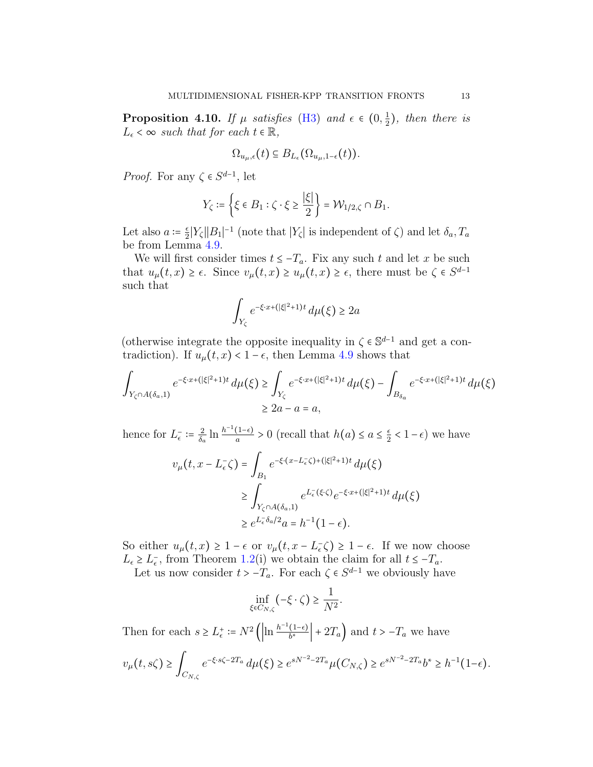**Proposition 4.10.** *If $\mu$ satisfies (H3) and $\epsilon \in (0, \frac{1}{2})$, then there is $L_\epsilon < \infty$ such that for each $t \in \mathbb{R}$,*

$$\Omega_{u_\mu,\epsilon}(t) \subseteq B_{L_\epsilon}(\Omega_{u_\mu,1-\epsilon}(t)).$$

*Proof.* For any $\zeta \in S^{d-1}$, let

$$Y_\zeta := \left\{ \xi \in B_1 : \zeta \cdot \xi \geq \frac{|\xi|}{2} \right\} = \mathcal{W}_{1/2,\zeta} \cap B_1.$$

Let also $a := \frac{\epsilon}{2}|Y_\zeta||B_1|^{-1}$ (note that $|Y_\zeta|$ is independent of $\zeta$) and let $\delta_a, T_a$ be from Lemma 4.9.

We will first consider times $t \leq -T_a$. Fix any such $t$ and let $x$ be such that $u_\mu(t,x) \geq \epsilon$. Since $v_\mu(t,x) \geq u_\mu(t,x) \geq \epsilon$, there must be $\zeta \in S^{d-1}$ such that

$$\int_{Y_\zeta} e^{-\xi\cdot x + (|\xi|^2+1)t}\, d\mu(\xi) \geq 2a$$

(otherwise integrate the opposite inequality in $\zeta \in \mathbb{S}^{d-1}$ and get a contradiction). If $u_\mu(t,x) < 1-\epsilon$, then Lemma 4.9 shows that

$$\begin{aligned}
\int_{Y_\zeta \cap A(\delta_a,1)} e^{-\xi\cdot x + (|\xi|^2+1)t}\, d\mu(\xi) &\geq \int_{Y_\zeta} e^{-\xi\cdot x + (|\xi|^2+1)t}\, d\mu(\xi) - \int_{B_{\delta_a}} e^{-\xi\cdot x + (|\xi|^2+1)t}\, d\mu(\xi) \\
&\geq 2a - a = a,
\end{aligned}$$

hence for $L_\epsilon^- := \frac{2}{\delta_a} \ln \frac{h^{-1}(1-\epsilon)}{a} > 0$ (recall that $h(a) \leq a \leq \frac{\epsilon}{2} < 1-\epsilon$) we have

$$\begin{aligned}
v_\mu(t, x - L_\epsilon^- \zeta) &= \int_{B_1} e^{-\xi\cdot(x - L_\epsilon^-\zeta) + (|\xi|^2+1)t}\, d\mu(\xi) \\
&\geq \int_{Y_\zeta \cap A(\delta_a,1)} e^{L_\epsilon^-(\xi\cdot\zeta)} e^{-\xi\cdot x + (|\xi|^2+1)t}\, d\mu(\xi) \\
&\geq e^{L_\epsilon^- \delta_a/2} a = h^{-1}(1-\epsilon).
\end{aligned}$$

So either $u_\mu(t,x) \geq 1-\epsilon$ or $v_\mu(t, x - L_\epsilon^-\zeta) \geq 1-\epsilon$. If we now choose $L_\epsilon \geq L_\epsilon^-$, from Theorem 1.2(i) we obtain the claim for all $t \leq -T_a$.

Let us now consider $t > -T_a$. For each $\zeta \in S^{d-1}$ we obviously have

$$\inf_{\xi \in C_{N,\zeta}} (-\xi \cdot \zeta) \geq \frac{1}{N^2}.$$

Then for each $s \geq L_\epsilon^+ := N^2 \left( \left| \ln \frac{h^{-1}(1-\epsilon)}{b^*} \right| + 2T_a \right)$ and $t > -T_a$ we have

$$v_\mu(t, s\zeta) \geq \int_{C_{N,\zeta}} e^{-\xi\cdot s\zeta - 2T_a}\, d\mu(\xi) \geq e^{sN^{-2} - 2T_a} \mu(C_{N,\zeta}) \geq e^{sN^{-2}-2T_a} b^* \geq h^{-1}(1-\epsilon).$$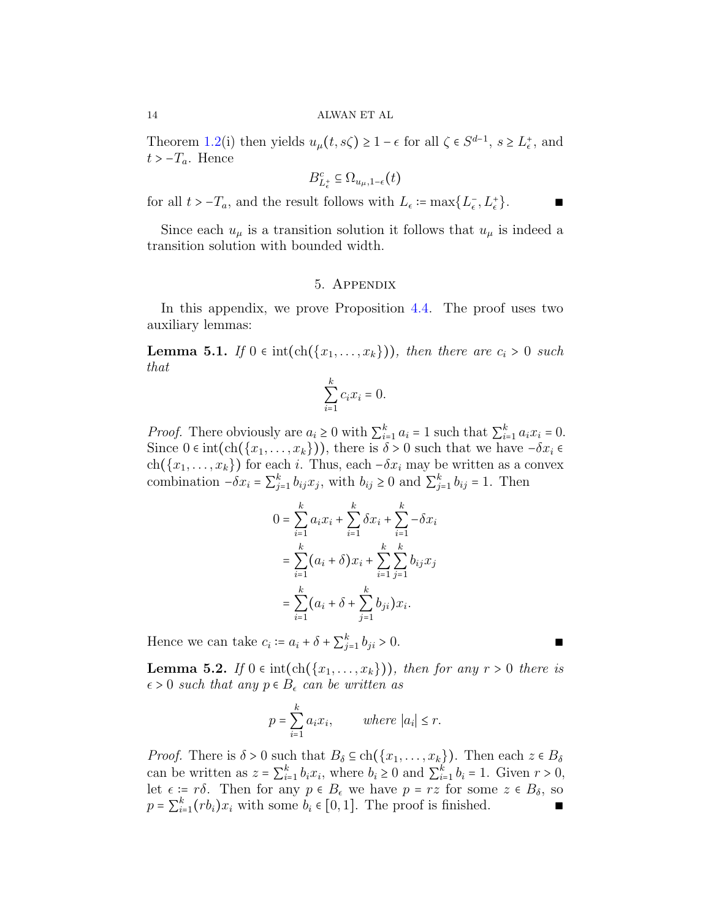Theorem 1.2(i) then yields $u_\mu(t, s\zeta) \geq 1 - \epsilon$ for all $\zeta \in S^{d-1}$, $s \geq L_\epsilon^+$, and $t > -T_a$. Hence

$$B_{L_\epsilon^+}^c \subseteq \Omega_{u_\mu, 1-\epsilon}(t)$$

for all $t > -T_a$, and the result follows with $L_\epsilon := \max\{L_\epsilon^-, L_\epsilon^+\}$. ∎

Since each $u_\mu$ is a transition solution it follows that $u_\mu$ is indeed a transition solution with bounded width.

## 5. Appendix

In this appendix, we prove Proposition 4.4. The proof uses two auxiliary lemmas:

**Lemma 5.1.** *If $0 \in \operatorname{int}(\operatorname{ch}(\{x_1, \dots, x_k\}))$, then there are $c_i > 0$ such that*

$$\sum_{i=1}^{k} c_i x_i = 0.$$

*Proof.* There obviously are $a_i \geq 0$ with $\sum_{i=1}^k a_i = 1$ such that $\sum_{i=1}^k a_i x_i = 0$. Since $0 \in \operatorname{int}(\operatorname{ch}(\{x_1, \dots, x_k\}))$, there is $\delta > 0$ such that we have $-\delta x_i \in \operatorname{ch}(\{x_1, \dots, x_k\})$ for each $i$. Thus, each $-\delta x_i$ may be written as a convex combination $-\delta x_i = \sum_{j=1}^k b_{ij} x_j$, with $b_{ij} \geq 0$ and $\sum_{j=1}^k b_{ij} = 1$. Then

$$\begin{aligned}
0 &= \sum_{i=1}^{k} a_i x_i + \sum_{i=1}^{k} \delta x_i + \sum_{i=1}^{k} -\delta x_i \\
&= \sum_{i=1}^{k} (a_i + \delta) x_i + \sum_{i=1}^{k} \sum_{j=1}^{k} b_{ij} x_j \\
&= \sum_{i=1}^{k} (a_i + \delta + \sum_{j=1}^{k} b_{ji}) x_i.
\end{aligned}$$

Hence we can take $c_i := a_i + \delta + \sum_{j=1}^k b_{ji} > 0$. ∎

**Lemma 5.2.** *If $0 \in \operatorname{int}(\operatorname{ch}(\{x_1, \dots, x_k\}))$, then for any $r > 0$ there is $\epsilon > 0$ such that any $p \in B_\epsilon$ can be written as*

$$p = \sum_{i=1}^{k} a_i x_i, \qquad \text{where } |a_i| \leq r.$$

*Proof.* There is $\delta > 0$ such that $B_\delta \subseteq \operatorname{ch}(\{x_1, \dots, x_k\})$. Then each $z \in B_\delta$ can be written as $z = \sum_{i=1}^k b_i x_i$, where $b_i \geq 0$ and $\sum_{i=1}^k b_i = 1$. Given $r > 0$, let $\epsilon := r\delta$. Then for any $p \in B_\epsilon$ we have $p = rz$ for some $z \in B_\delta$, so $p = \sum_{i=1}^k (rb_i) x_i$ with some $b_i \in [0, 1]$. The proof is finished. ∎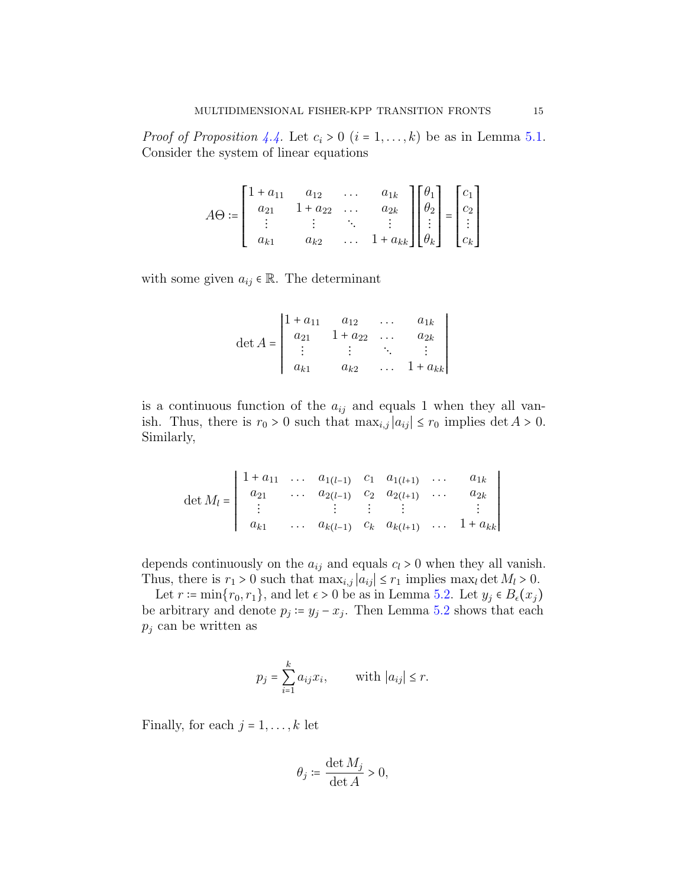*Proof of Proposition 4.4.* Let $c_i > 0$ $(i = 1, \dots, k)$ be as in Lemma 5.1. Consider the system of linear equations

$$A\Theta := \begin{bmatrix} 1 + a_{11} & a_{12} & \dots & a_{1k} \\ a_{21} & 1 + a_{22} & \dots & a_{2k} \\ \vdots & \vdots & \ddots & \vdots \\ a_{k1} & a_{k2} & \dots & 1 + a_{kk} \end{bmatrix} \begin{bmatrix} \theta_1 \\ \theta_2 \\ \vdots \\ \theta_k \end{bmatrix} = \begin{bmatrix} c_1 \\ c_2 \\ \vdots \\ c_k \end{bmatrix}$$

with some given $a_{ij} \in \mathbb{R}$. The determinant

$$\det A = \begin{vmatrix} 1 + a_{11} & a_{12} & \dots & a_{1k} \\ a_{21} & 1 + a_{22} & \dots & a_{2k} \\ \vdots & \vdots & \ddots & \vdots \\ a_{k1} & a_{k2} & \dots & 1 + a_{kk} \end{vmatrix}$$

is a continuous function of the $a_{ij}$ and equals 1 when they all vanish. Thus, there is $r_0 > 0$ such that $\max_{i,j} |a_{ij}| \le r_0$ implies $\det A > 0$. Similarly,

$$\det M_l = \begin{vmatrix} 1 + a_{11} & \dots & a_{1(l-1)} & c_1 & a_{1(l+1)} & \dots & a_{1k} \\ a_{21} & \dots & a_{2(l-1)} & c_2 & a_{2(l+1)} & \dots & a_{2k} \\ \vdots & & \vdots & \vdots & \vdots & \dots & \vdots \\ a_{k1} & \dots & a_{k(l-1)} & c_k & a_{k(l+1)} & \dots & 1 + a_{kk} \end{vmatrix}$$

depends continuously on the $a_{ij}$ and equals $c_l > 0$ when they all vanish. Thus, there is $r_1 > 0$ such that $\max_{i,j} |a_{ij}| \le r_1$ implies $\max_l \det M_l > 0$.

Let $r := \min\{r_0, r_1\}$, and let $\epsilon > 0$ be as in Lemma 5.2. Let $y_j \in B_\epsilon(x_j)$ be arbitrary and denote $p_j := y_j - x_j$. Then Lemma 5.2 shows that each $p_j$ can be written as

$$p_j = \sum_{i=1}^{k} a_{ij} x_i, \qquad \text{with } |a_{ij}| \le r.$$

Finally, for each $j = 1, \dots, k$ let

$$\theta_j := \frac{\det M_j}{\det A} > 0,$$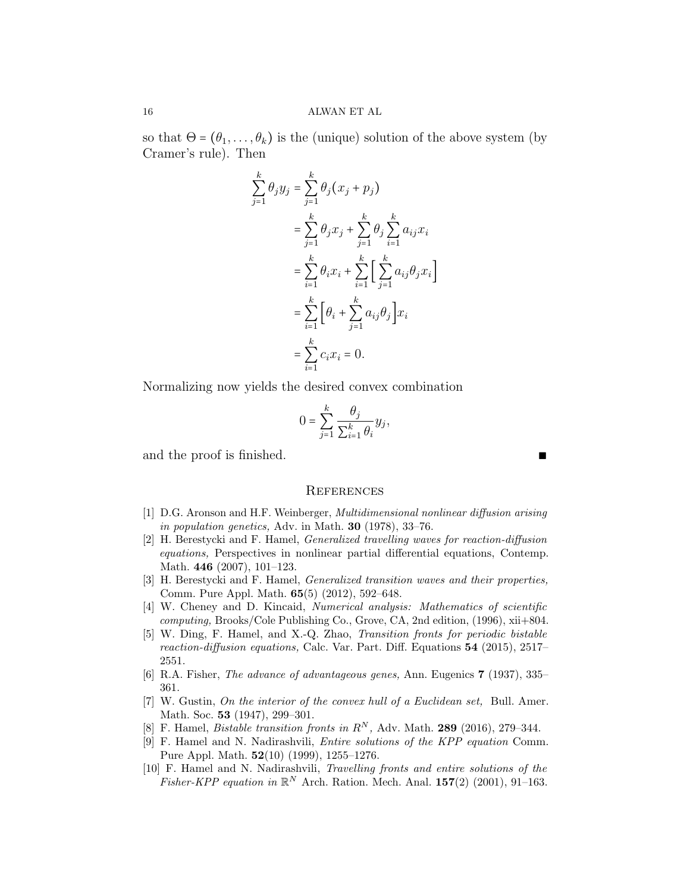so that $\Theta = (\theta_1, \ldots, \theta_k)$ is the (unique) solution of the above system (by Cramer's rule). Then

$$
\begin{aligned}
\sum_{j=1}^{k} \theta_j y_j &= \sum_{j=1}^{k} \theta_j (x_j + p_j) \\
&= \sum_{j=1}^{k} \theta_j x_j + \sum_{j=1}^{k} \theta_j \sum_{i=1}^{k} a_{ij} x_i \\
&= \sum_{i=1}^{k} \theta_i x_i + \sum_{i=1}^{k} \Big[ \sum_{j=1}^{k} a_{ij} \theta_j x_i \Big] \\
&= \sum_{i=1}^{k} \Big[ \theta_i + \sum_{j=1}^{k} a_{ij} \theta_j \Big] x_i \\
&= \sum_{i=1}^{k} c_i x_i = 0.
\end{aligned}
$$

Normalizing now yields the desired convex combination

$$
0 = \sum_{j=1}^{k} \frac{\theta_j}{\sum_{i=1}^{k} \theta_i} y_j,
$$

and the proof is finished. ∎

## References

[1] D.G. Aronson and H.F. Weinberger, *Multidimensional nonlinear diffusion arising in population genetics,* Adv. in Math. **30** (1978), 33–76.

[2] H. Berestycki and F. Hamel, *Generalized travelling waves for reaction-diffusion equations,* Perspectives in nonlinear partial differential equations, Contemp. Math. **446** (2007), 101–123.

[3] H. Berestycki and F. Hamel, *Generalized transition waves and their properties,* Comm. Pure Appl. Math. **65**(5) (2012), 592–648.

[4] W. Cheney and D. Kincaid, *Numerical analysis: Mathematics of scientific computing,* Brooks/Cole Publishing Co., Grove, CA, 2nd edition, (1996), xii+804.

[5] W. Ding, F. Hamel, and X.-Q. Zhao, *Transition fronts for periodic bistable reaction-diffusion equations,* Calc. Var. Part. Diff. Equations **54** (2015), 2517–2551.

[6] R.A. Fisher, *The advance of advantageous genes,* Ann. Eugenics **7** (1937), 335–361.

[7] W. Gustin, *On the interior of the convex hull of a Euclidean set,* Bull. Amer. Math. Soc. **53** (1947), 299–301.

[8] F. Hamel, *Bistable transition fronts in $R^N$,* Adv. Math. **289** (2016), 279–344.

[9] F. Hamel and N. Nadirashvili, *Entire solutions of the KPP equation* Comm. Pure Appl. Math. **52**(10) (1999), 1255–1276.

[10] F. Hamel and N. Nadirashvili, *Travelling fronts and entire solutions of the Fisher-KPP equation in $\mathbb{R}^N$* Arch. Ration. Mech. Anal. **157**(2) (2001), 91–163.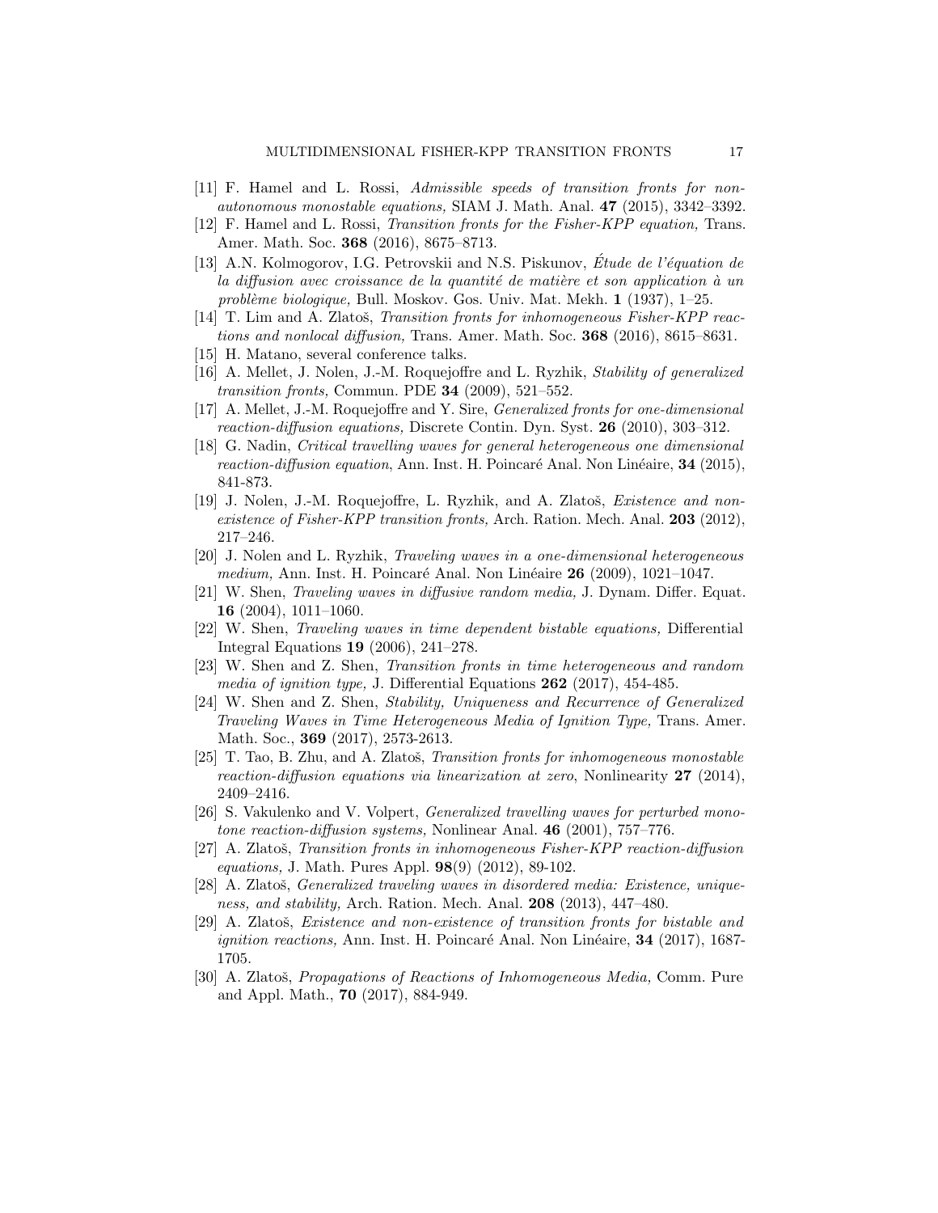[11] F. Hamel and L. Rossi, *Admissible speeds of transition fronts for non-autonomous monostable equations,* SIAM J. Math. Anal. **47** (2015), 3342–3392.

[12] F. Hamel and L. Rossi, *Transition fronts for the Fisher-KPP equation,* Trans. Amer. Math. Soc. **368** (2016), 8675–8713.

[13] A.N. Kolmogorov, I.G. Petrovskii and N.S. Piskunov, *Étude de l'équation de la diffusion avec croissance de la quantité de matière et son application à un problème biologique,* Bull. Moskov. Gos. Univ. Mat. Mekh. **1** (1937), 1–25.

[14] T. Lim and A. Zlatoš, *Transition fronts for inhomogeneous Fisher-KPP reactions and nonlocal diffusion,* Trans. Amer. Math. Soc. **368** (2016), 8615–8631.

[15] H. Matano, several conference talks.

[16] A. Mellet, J. Nolen, J.-M. Roquejoffre and L. Ryzhik, *Stability of generalized transition fronts,* Commun. PDE **34** (2009), 521–552.

[17] A. Mellet, J.-M. Roquejoffre and Y. Sire, *Generalized fronts for one-dimensional reaction-diffusion equations,* Discrete Contin. Dyn. Syst. **26** (2010), 303–312.

[18] G. Nadin, *Critical travelling waves for general heterogeneous one dimensional reaction-diffusion equation*, Ann. Inst. H. Poincaré Anal. Non Linéaire, **34** (2015), 841-873.

[19] J. Nolen, J.-M. Roquejoffre, L. Ryzhik, and A. Zlatoš, *Existence and non-existence of Fisher-KPP transition fronts,* Arch. Ration. Mech. Anal. **203** (2012), 217–246.

[20] J. Nolen and L. Ryzhik, *Traveling waves in a one-dimensional heterogeneous medium,* Ann. Inst. H. Poincaré Anal. Non Linéaire **26** (2009), 1021–1047.

[21] W. Shen, *Traveling waves in diffusive random media,* J. Dynam. Differ. Equat. **16** (2004), 1011–1060.

[22] W. Shen, *Traveling waves in time dependent bistable equations,* Differential Integral Equations **19** (2006), 241–278.

[23] W. Shen and Z. Shen, *Transition fronts in time heterogeneous and random media of ignition type,* J. Differential Equations **262** (2017), 454-485.

[24] W. Shen and Z. Shen, *Stability, Uniqueness and Recurrence of Generalized Traveling Waves in Time Heterogeneous Media of Ignition Type,* Trans. Amer. Math. Soc., **369** (2017), 2573-2613.

[25] T. Tao, B. Zhu, and A. Zlatoš, *Transition fronts for inhomogeneous monostable reaction-diffusion equations via linearization at zero*, Nonlinearity **27** (2014), 2409–2416.

[26] S. Vakulenko and V. Volpert, *Generalized travelling waves for perturbed monotone reaction-diffusion systems,* Nonlinear Anal. **46** (2001), 757–776.

[27] A. Zlatoš, *Transition fronts in inhomogeneous Fisher-KPP reaction-diffusion equations,* J. Math. Pures Appl. **98**(9) (2012), 89-102.

[28] A. Zlatoš, *Generalized traveling waves in disordered media: Existence, uniqueness, and stability,* Arch. Ration. Mech. Anal. **208** (2013), 447–480.

[29] A. Zlatoš, *Existence and non-existence of transition fronts for bistable and ignition reactions,* Ann. Inst. H. Poincaré Anal. Non Linéaire, **34** (2017), 1687-1705.

[30] A. Zlatoš, *Propagations of Reactions of Inhomogeneous Media,* Comm. Pure and Appl. Math., **70** (2017), 884-949.